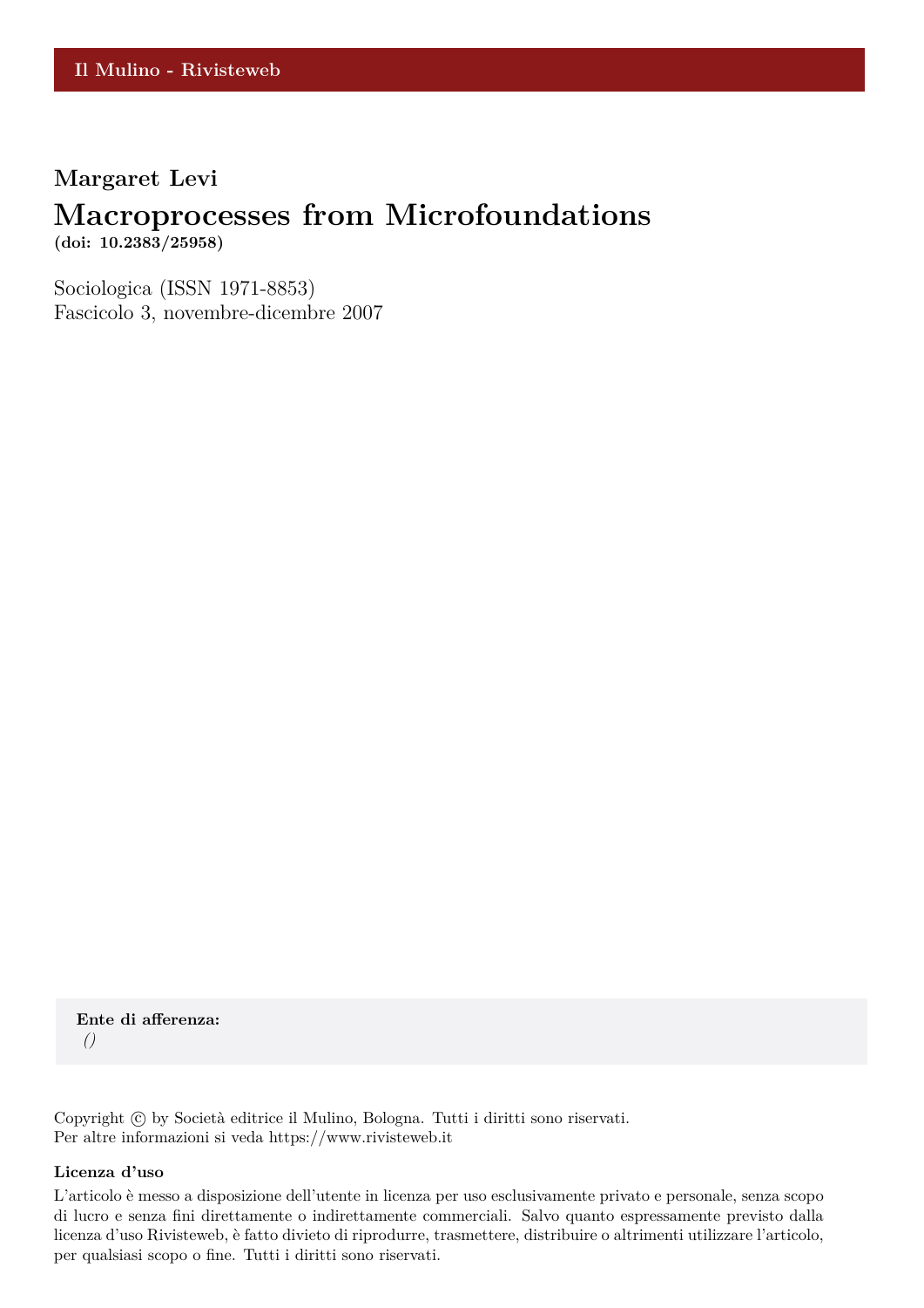Il Mulino - Rivisteweb

**Margaret Levi**

# Macroprocesses from Microfoundations

**(doi: 10.2383/25958)**

Sociologica (ISSN 1971-8853)
Fascicolo 3, novembre-dicembre 2007

**Ente di afferenza:**
*()*

Copyright © by Società editrice il Mulino, Bologna. Tutti i diritti sono riservati.
Per altre informazioni si veda https://www.rivisteweb.it

**Licenza d'uso**

L'articolo è messo a disposizione dell'utente in licenza per uso esclusivamente privato e personale, senza scopo di lucro e senza fini direttamente o indirettamente commerciali. Salvo quanto espressamente previsto dalla licenza d'uso Rivisteweb, è fatto divieto di riprodurre, trasmettere, distribuire o altrimenti utilizzare l'articolo, per qualsiasi scopo o fine. Tutti i diritti sono riservati.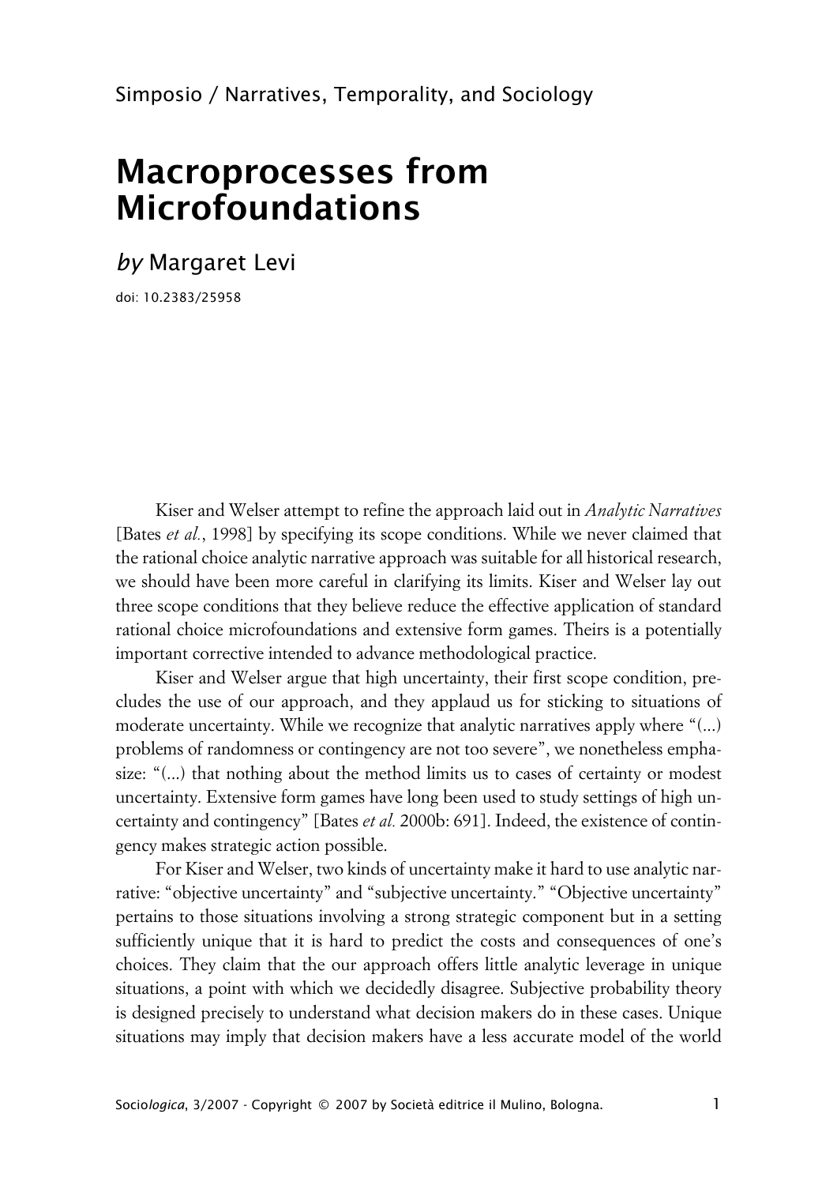Simposio / Narratives, Temporality, and Sociology

# Macroprocesses from Microfoundations

*by* Margaret Levi

doi: 10.2383/25958

Kiser and Welser attempt to refine the approach laid out in *Analytic Narratives* [Bates *et al.*, 1998] by specifying its scope conditions. While we never claimed that the rational choice analytic narrative approach was suitable for all historical research, we should have been more careful in clarifying its limits. Kiser and Welser lay out three scope conditions that they believe reduce the effective application of standard rational choice microfoundations and extensive form games. Theirs is a potentially important corrective intended to advance methodological practice.

Kiser and Welser argue that high uncertainty, their first scope condition, precludes the use of our approach, and they applaud us for sticking to situations of moderate uncertainty. While we recognize that analytic narratives apply where "(...) problems of randomness or contingency are not too severe", we nonetheless emphasize: "(...) that nothing about the method limits us to cases of certainty or modest uncertainty. Extensive form games have long been used to study settings of high uncertainty and contingency" [Bates *et al.* 2000b: 691]. Indeed, the existence of contingency makes strategic action possible.

For Kiser and Welser, two kinds of uncertainty make it hard to use analytic narrative: "objective uncertainty" and "subjective uncertainty." "Objective uncertainty" pertains to those situations involving a strong strategic component but in a setting sufficiently unique that it is hard to predict the costs and consequences of one's choices. They claim that the our approach offers little analytic leverage in unique situations, a point with which we decidedly disagree. Subjective probability theory is designed precisely to understand what decision makers do in these cases. Unique situations may imply that decision makers have a less accurate model of the world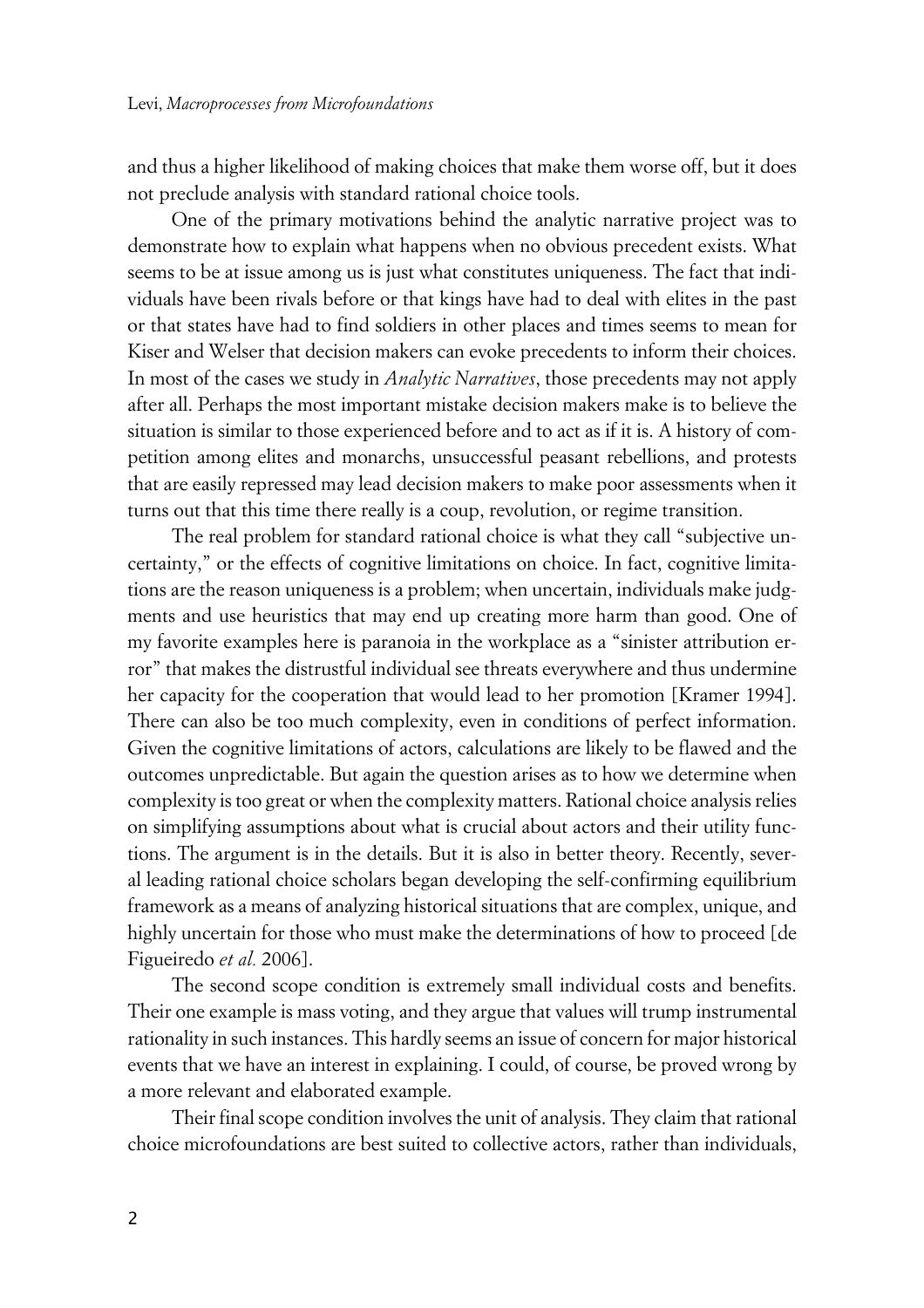and thus a higher likelihood of making choices that make them worse off, but it does not preclude analysis with standard rational choice tools.

One of the primary motivations behind the analytic narrative project was to demonstrate how to explain what happens when no obvious precedent exists. What seems to be at issue among us is just what constitutes uniqueness. The fact that individuals have been rivals before or that kings have had to deal with elites in the past or that states have had to find soldiers in other places and times seems to mean for Kiser and Welser that decision makers can evoke precedents to inform their choices. In most of the cases we study in *Analytic Narratives*, those precedents may not apply after all. Perhaps the most important mistake decision makers make is to believe the situation is similar to those experienced before and to act as if it is. A history of competition among elites and monarchs, unsuccessful peasant rebellions, and protests that are easily repressed may lead decision makers to make poor assessments when it turns out that this time there really is a coup, revolution, or regime transition.

The real problem for standard rational choice is what they call "subjective uncertainty," or the effects of cognitive limitations on choice. In fact, cognitive limitations are the reason uniqueness is a problem; when uncertain, individuals make judgments and use heuristics that may end up creating more harm than good. One of my favorite examples here is paranoia in the workplace as a "sinister attribution error" that makes the distrustful individual see threats everywhere and thus undermine her capacity for the cooperation that would lead to her promotion [Kramer 1994]. There can also be too much complexity, even in conditions of perfect information. Given the cognitive limitations of actors, calculations are likely to be flawed and the outcomes unpredictable. But again the question arises as to how we determine when complexity is too great or when the complexity matters. Rational choice analysis relies on simplifying assumptions about what is crucial about actors and their utility functions. The argument is in the details. But it is also in better theory. Recently, several leading rational choice scholars began developing the self-confirming equilibrium framework as a means of analyzing historical situations that are complex, unique, and highly uncertain for those who must make the determinations of how to proceed [de Figueiredo *et al.* 2006].

The second scope condition is extremely small individual costs and benefits. Their one example is mass voting, and they argue that values will trump instrumental rationality in such instances. This hardly seems an issue of concern for major historical events that we have an interest in explaining. I could, of course, be proved wrong by a more relevant and elaborated example.

Their final scope condition involves the unit of analysis. They claim that rational choice microfoundations are best suited to collective actors, rather than individuals,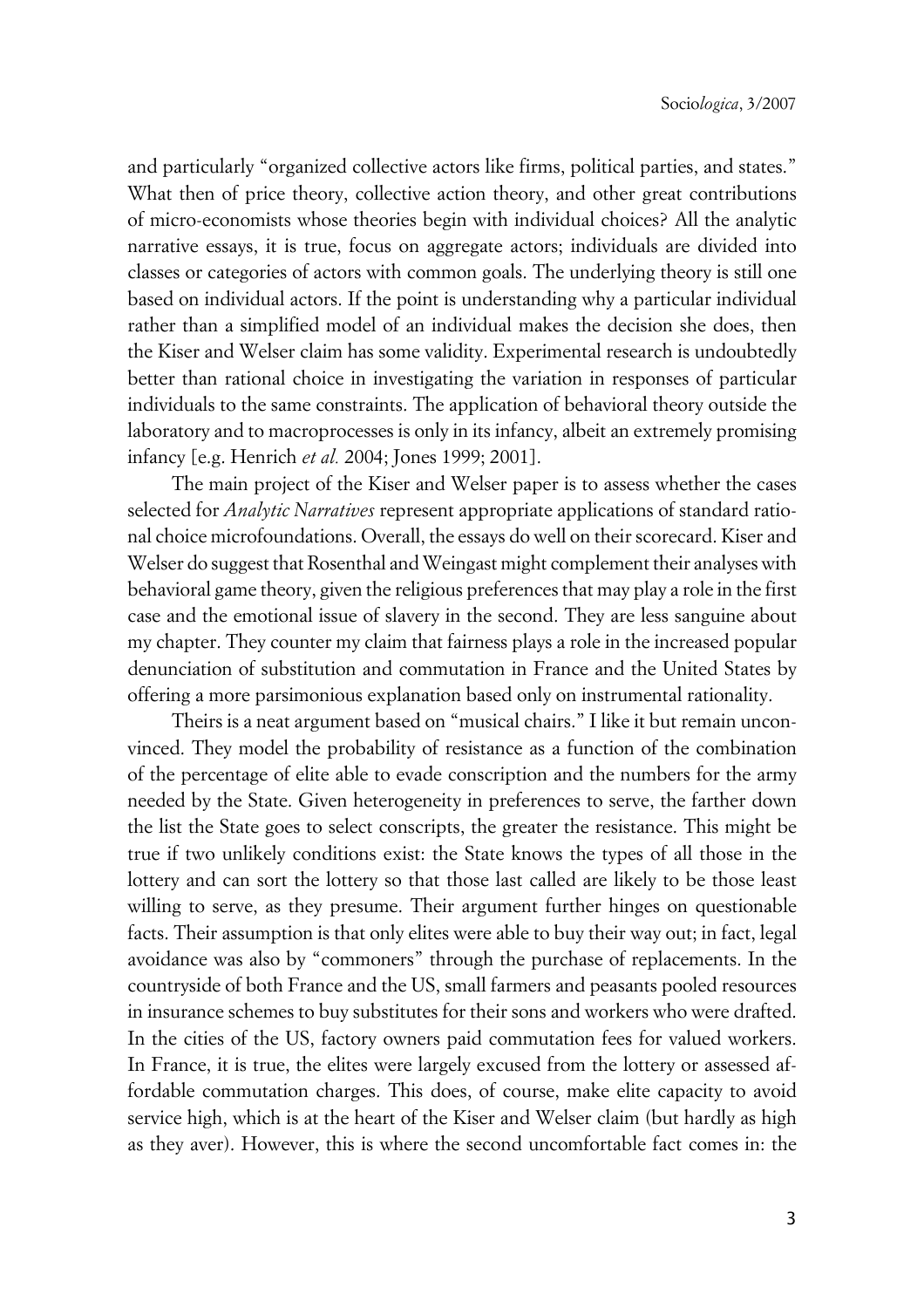and particularly "organized collective actors like firms, political parties, and states." What then of price theory, collective action theory, and other great contributions of micro-economists whose theories begin with individual choices? All the analytic narrative essays, it is true, focus on aggregate actors; individuals are divided into classes or categories of actors with common goals. The underlying theory is still one based on individual actors. If the point is understanding why a particular individual rather than a simplified model of an individual makes the decision she does, then the Kiser and Welser claim has some validity. Experimental research is undoubtedly better than rational choice in investigating the variation in responses of particular individuals to the same constraints. The application of behavioral theory outside the laboratory and to macroprocesses is only in its infancy, albeit an extremely promising infancy [e.g. Henrich *et al.* 2004; Jones 1999; 2001].

The main project of the Kiser and Welser paper is to assess whether the cases selected for *Analytic Narratives* represent appropriate applications of standard rational choice microfoundations. Overall, the essays do well on their scorecard. Kiser and Welser do suggest that Rosenthal and Weingast might complement their analyses with behavioral game theory, given the religious preferences that may play a role in the first case and the emotional issue of slavery in the second. They are less sanguine about my chapter. They counter my claim that fairness plays a role in the increased popular denunciation of substitution and commutation in France and the United States by offering a more parsimonious explanation based only on instrumental rationality.

Theirs is a neat argument based on "musical chairs." I like it but remain unconvinced. They model the probability of resistance as a function of the combination of the percentage of elite able to evade conscription and the numbers for the army needed by the State. Given heterogeneity in preferences to serve, the farther down the list the State goes to select conscripts, the greater the resistance. This might be true if two unlikely conditions exist: the State knows the types of all those in the lottery and can sort the lottery so that those last called are likely to be those least willing to serve, as they presume. Their argument further hinges on questionable facts. Their assumption is that only elites were able to buy their way out; in fact, legal avoidance was also by "commoners" through the purchase of replacements. In the countryside of both France and the US, small farmers and peasants pooled resources in insurance schemes to buy substitutes for their sons and workers who were drafted. In the cities of the US, factory owners paid commutation fees for valued workers. In France, it is true, the elites were largely excused from the lottery or assessed affordable commutation charges. This does, of course, make elite capacity to avoid service high, which is at the heart of the Kiser and Welser claim (but hardly as high as they aver). However, this is where the second uncomfortable fact comes in: the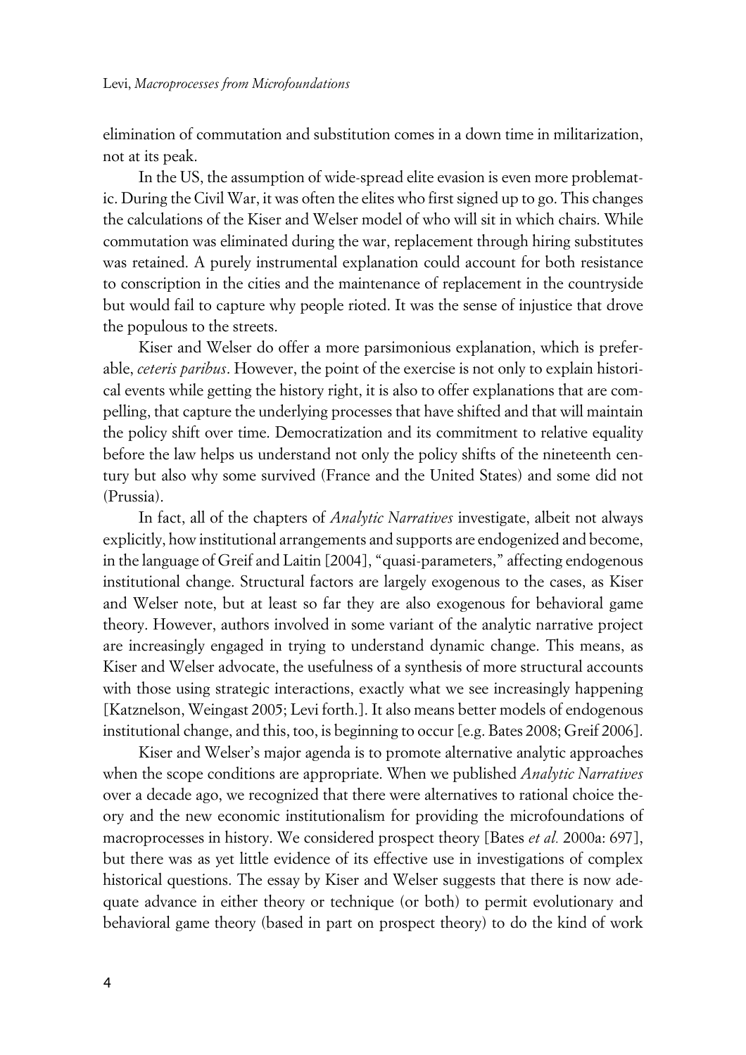elimination of commutation and substitution comes in a down time in militarization, not at its peak.

In the US, the assumption of wide-spread elite evasion is even more problematic. During the Civil War, it was often the elites who first signed up to go. This changes the calculations of the Kiser and Welser model of who will sit in which chairs. While commutation was eliminated during the war, replacement through hiring substitutes was retained. A purely instrumental explanation could account for both resistance to conscription in the cities and the maintenance of replacement in the countryside but would fail to capture why people rioted. It was the sense of injustice that drove the populous to the streets.

Kiser and Welser do offer a more parsimonious explanation, which is preferable, *ceteris paribus*. However, the point of the exercise is not only to explain historical events while getting the history right, it is also to offer explanations that are compelling, that capture the underlying processes that have shifted and that will maintain the policy shift over time. Democratization and its commitment to relative equality before the law helps us understand not only the policy shifts of the nineteenth century but also why some survived (France and the United States) and some did not (Prussia).

In fact, all of the chapters of *Analytic Narratives* investigate, albeit not always explicitly, how institutional arrangements and supports are endogenized and become, in the language of Greif and Laitin [2004], "quasi-parameters," affecting endogenous institutional change. Structural factors are largely exogenous to the cases, as Kiser and Welser note, but at least so far they are also exogenous for behavioral game theory. However, authors involved in some variant of the analytic narrative project are increasingly engaged in trying to understand dynamic change. This means, as Kiser and Welser advocate, the usefulness of a synthesis of more structural accounts with those using strategic interactions, exactly what we see increasingly happening [Katznelson, Weingast 2005; Levi forth.]. It also means better models of endogenous institutional change, and this, too, is beginning to occur [e.g. Bates 2008; Greif 2006].

Kiser and Welser's major agenda is to promote alternative analytic approaches when the scope conditions are appropriate. When we published *Analytic Narratives* over a decade ago, we recognized that there were alternatives to rational choice theory and the new economic institutionalism for providing the microfoundations of macroprocesses in history. We considered prospect theory [Bates *et al.* 2000a: 697], but there was as yet little evidence of its effective use in investigations of complex historical questions. The essay by Kiser and Welser suggests that there is now adequate advance in either theory or technique (or both) to permit evolutionary and behavioral game theory (based in part on prospect theory) to do the kind of work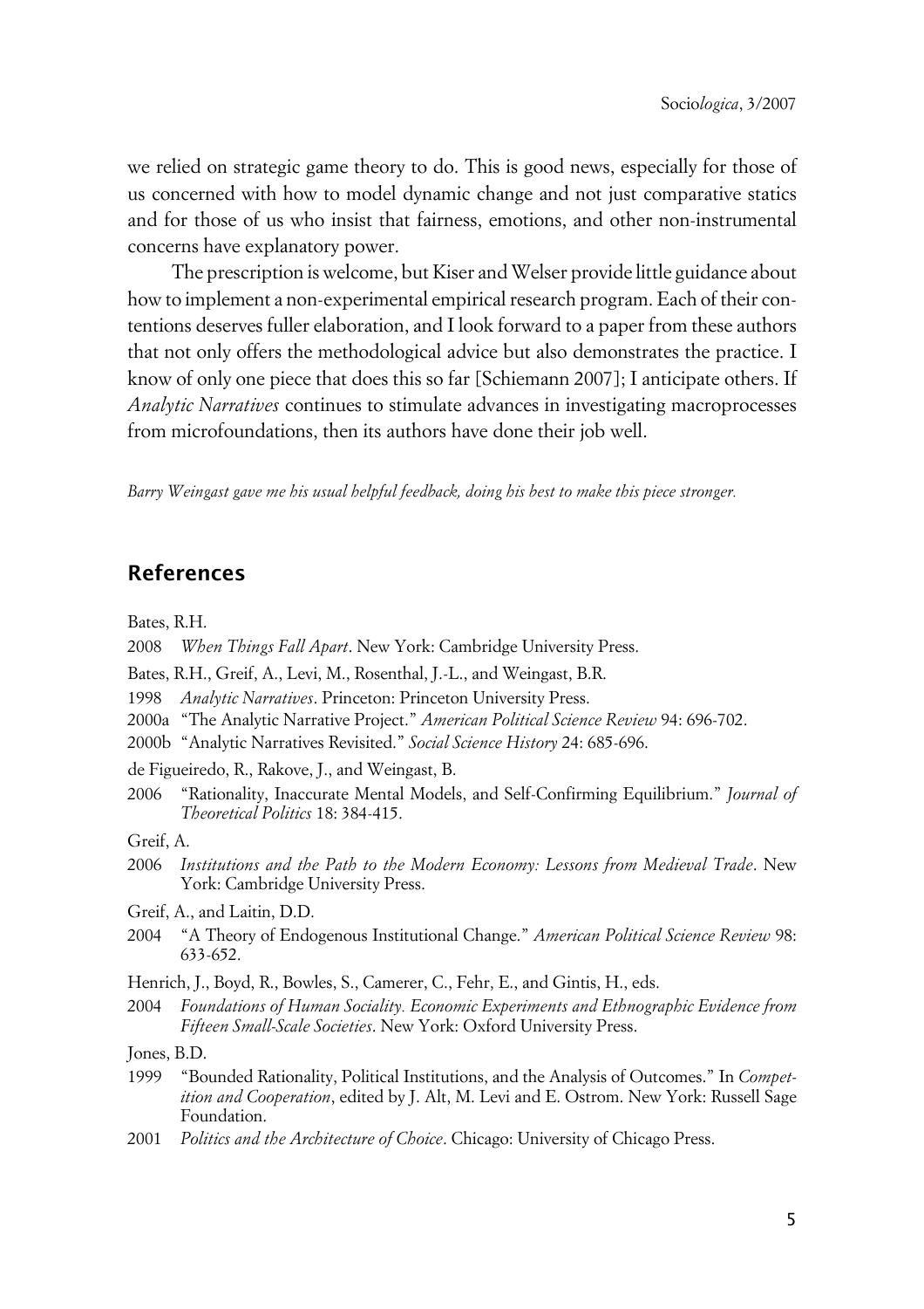we relied on strategic game theory to do. This is good news, especially for those of us concerned with how to model dynamic change and not just comparative statics and for those of us who insist that fairness, emotions, and other non-instrumental concerns have explanatory power.

The prescription is welcome, but Kiser and Welser provide little guidance about how to implement a non-experimental empirical research program. Each of their contentions deserves fuller elaboration, and I look forward to a paper from these authors that not only offers the methodological advice but also demonstrates the practice. I know of only one piece that does this so far [Schiemann 2007]; I anticipate others. If *Analytic Narratives* continues to stimulate advances in investigating macroprocesses from microfoundations, then its authors have done their job well.

*Barry Weingast gave me his usual helpful feedback, doing his best to make this piece stronger.*

## References

Bates, R.H.

2008 *When Things Fall Apart*. New York: Cambridge University Press.

Bates, R.H., Greif, A., Levi, M., Rosenthal, J.-L., and Weingast, B.R.

1998 *Analytic Narratives*. Princeton: Princeton University Press.

2000a "The Analytic Narrative Project." *American Political Science Review* 94: 696-702.

2000b "Analytic Narratives Revisited." *Social Science History* 24: 685-696.

de Figueiredo, R., Rakove, J., and Weingast, B.

2006 "Rationality, Inaccurate Mental Models, and Self-Confirming Equilibrium." *Journal of Theoretical Politics* 18: 384-415.

Greif, A.

2006 *Institutions and the Path to the Modern Economy: Lessons from Medieval Trade*. New York: Cambridge University Press.

Greif, A., and Laitin, D.D.

2004 "A Theory of Endogenous Institutional Change." *American Political Science Review* 98: 633-652.

Henrich, J., Boyd, R., Bowles, S., Camerer, C., Fehr, E., and Gintis, H., eds.

2004 *Foundations of Human Sociality. Economic Experiments and Ethnographic Evidence from Fifteen Small-Scale Societies*. New York: Oxford University Press.

Jones, B.D.

1999 "Bounded Rationality, Political Institutions, and the Analysis of Outcomes." In *Competition and Cooperation*, edited by J. Alt, M. Levi and E. Ostrom. New York: Russell Sage Foundation.

2001 *Politics and the Architecture of Choice*. Chicago: University of Chicago Press.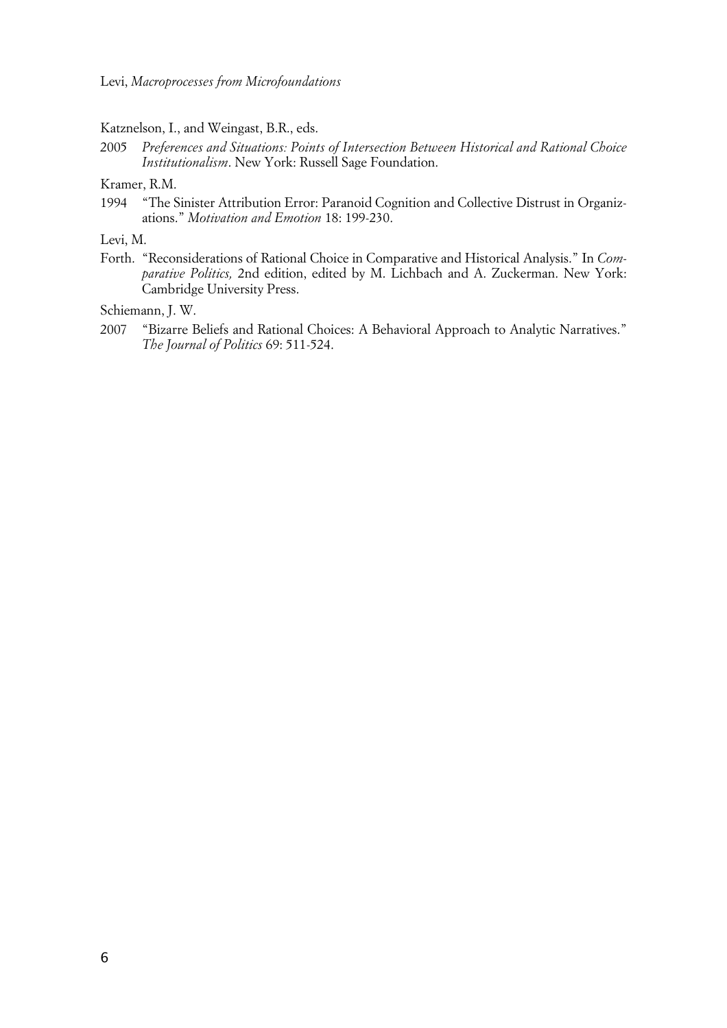Katznelson, I., and Weingast, B.R., eds.

2005 *Preferences and Situations: Points of Intersection Between Historical and Rational Choice Institutionalism*. New York: Russell Sage Foundation.

Kramer, R.M.

1994 "The Sinister Attribution Error: Paranoid Cognition and Collective Distrust in Organizations." *Motivation and Emotion* 18: 199-230.

Levi, M.

Forth. "Reconsiderations of Rational Choice in Comparative and Historical Analysis." In *Comparative Politics,* 2nd edition, edited by M. Lichbach and A. Zuckerman. New York: Cambridge University Press.

Schiemann, J. W.

2007 "Bizarre Beliefs and Rational Choices: A Behavioral Approach to Analytic Narratives." *The Journal of Politics* 69: 511-524.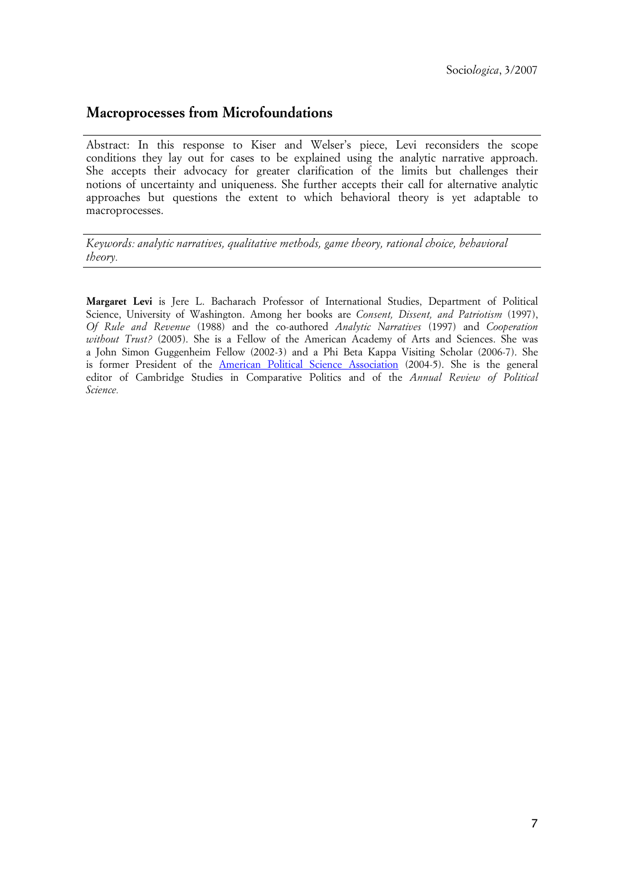## Macroprocesses from Microfoundations

Abstract: In this response to Kiser and Welser's piece, Levi reconsiders the scope conditions they lay out for cases to be explained using the analytic narrative approach. She accepts their advocacy for greater clarification of the limits but challenges their notions of uncertainty and uniqueness. She further accepts their call for alternative analytic approaches but questions the extent to which behavioral theory is yet adaptable to macroprocesses.

*Keywords: analytic narratives, qualitative methods, game theory, rational choice, behavioral theory.*

**Margaret Levi** is Jere L. Bacharach Professor of International Studies, Department of Political Science, University of Washington. Among her books are *Consent, Dissent, and Patriotism* (1997), *Of Rule and Revenue* (1988) and the co-authored *Analytic Narratives* (1997) and *Cooperation without Trust?* (2005). She is a Fellow of the American Academy of Arts and Sciences. She was a John Simon Guggenheim Fellow (2002-3) and a Phi Beta Kappa Visiting Scholar (2006-7). She is former President of the American Political Science Association (2004-5). She is the general editor of Cambridge Studies in Comparative Politics and of the *Annual Review of Political Science.*